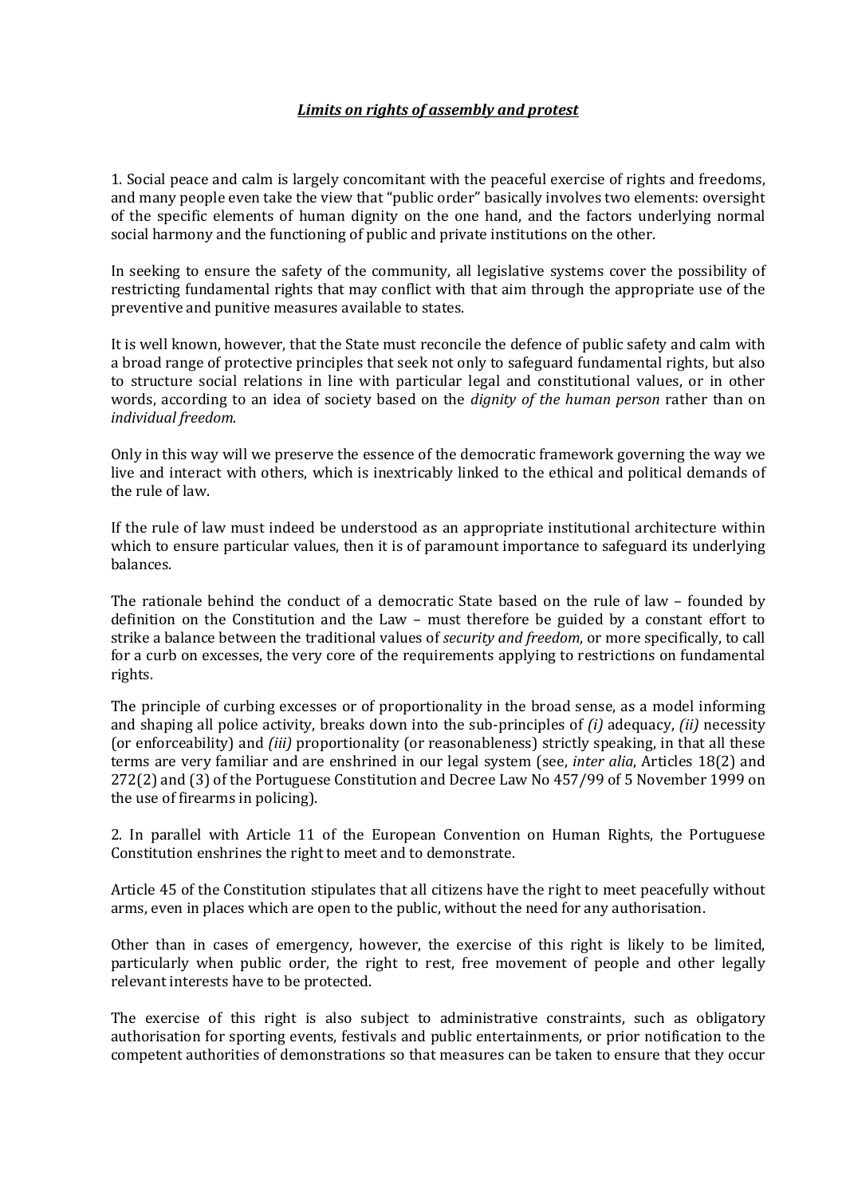***Limits on rights of assembly and protest***

1. Social peace and calm is largely concomitant with the peaceful exercise of rights and freedoms, and many people even take the view that "public order" basically involves two elements: oversight of the specific elements of human dignity on the one hand, and the factors underlying normal social harmony and the functioning of public and private institutions on the other.

In seeking to ensure the safety of the community, all legislative systems cover the possibility of restricting fundamental rights that may conflict with that aim through the appropriate use of the preventive and punitive measures available to states.

It is well known, however, that the State must reconcile the defence of public safety and calm with a broad range of protective principles that seek not only to safeguard fundamental rights, but also to structure social relations in line with particular legal and constitutional values, or in other words, according to an idea of society based on the *dignity of the human person* rather than on *individual freedom*.

Only in this way will we preserve the essence of the democratic framework governing the way we live and interact with others, which is inextricably linked to the ethical and political demands of the rule of law.

If the rule of law must indeed be understood as an appropriate institutional architecture within which to ensure particular values, then it is of paramount importance to safeguard its underlying balances.

The rationale behind the conduct of a democratic State based on the rule of law – founded by definition on the Constitution and the Law – must therefore be guided by a constant effort to strike a balance between the traditional values of *security and freedom*, or more specifically, to call for a curb on excesses, the very core of the requirements applying to restrictions on fundamental rights.

The principle of curbing excesses or of proportionality in the broad sense, as a model informing and shaping all police activity, breaks down into the sub-principles of *(i)* adequacy, *(ii)* necessity (or enforceability) and *(iii)* proportionality (or reasonableness) strictly speaking, in that all these terms are very familiar and are enshrined in our legal system (see, *inter alia*, Articles 18(2) and 272(2) and (3) of the Portuguese Constitution and Decree Law No 457/99 of 5 November 1999 on the use of firearms in policing).

2. In parallel with Article 11 of the European Convention on Human Rights, the Portuguese Constitution enshrines the right to meet and to demonstrate.

Article 45 of the Constitution stipulates that all citizens have the right to meet peacefully without arms, even in places which are open to the public, without the need for any authorisation.

Other than in cases of emergency, however, the exercise of this right is likely to be limited, particularly when public order, the right to rest, free movement of people and other legally relevant interests have to be protected.

The exercise of this right is also subject to administrative constraints, such as obligatory authorisation for sporting events, festivals and public entertainments, or prior notification to the competent authorities of demonstrations so that measures can be taken to ensure that they occur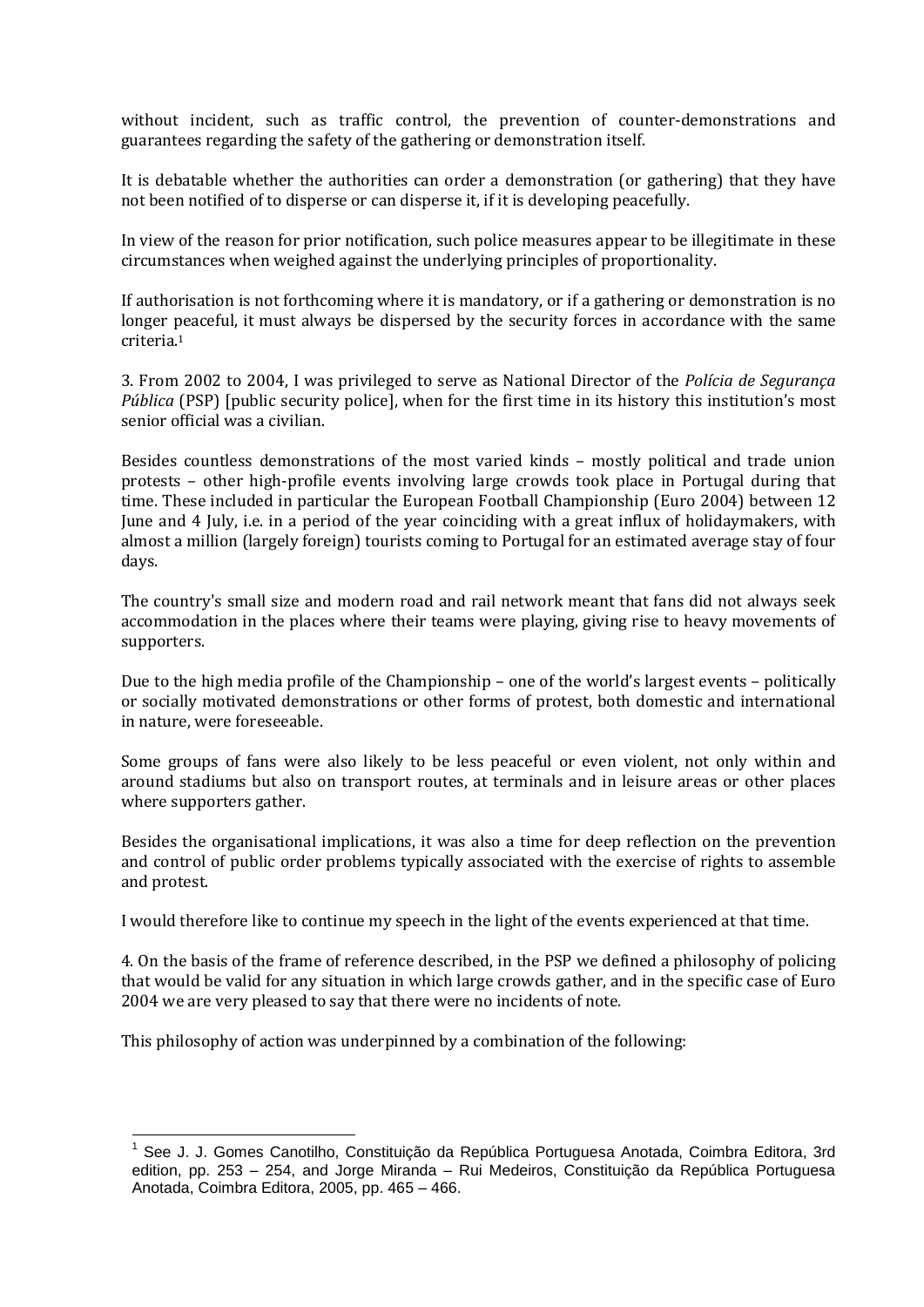without incident, such as traffic control, the prevention of counter-demonstrations and guarantees regarding the safety of the gathering or demonstration itself.

It is debatable whether the authorities can order a demonstration (or gathering) that they have not been notified of to disperse or can disperse it, if it is developing peacefully.

In view of the reason for prior notification, such police measures appear to be illegitimate in these circumstances when weighed against the underlying principles of proportionality.

If authorisation is not forthcoming where it is mandatory, or if a gathering or demonstration is no longer peaceful, it must always be dispersed by the security forces in accordance with the same criteria.[1]

3. From 2002 to 2004, I was privileged to serve as National Director of the *Polícia de Segurança Pública* (PSP) [public security police], when for the first time in its history this institution's most senior official was a civilian.

Besides countless demonstrations of the most varied kinds – mostly political and trade union protests – other high-profile events involving large crowds took place in Portugal during that time. These included in particular the European Football Championship (Euro 2004) between 12 June and 4 July, i.e. in a period of the year coinciding with a great influx of holidaymakers, with almost a million (largely foreign) tourists coming to Portugal for an estimated average stay of four days.

The country's small size and modern road and rail network meant that fans did not always seek accommodation in the places where their teams were playing, giving rise to heavy movements of supporters.

Due to the high media profile of the Championship – one of the world's largest events – politically or socially motivated demonstrations or other forms of protest, both domestic and international in nature, were foreseeable.

Some groups of fans were also likely to be less peaceful or even violent, not only within and around stadiums but also on transport routes, at terminals and in leisure areas or other places where supporters gather.

Besides the organisational implications, it was also a time for deep reflection on the prevention and control of public order problems typically associated with the exercise of rights to assemble and protest.

I would therefore like to continue my speech in the light of the events experienced at that time.

4. On the basis of the frame of reference described, in the PSP we defined a philosophy of policing that would be valid for any situation in which large crowds gather, and in the specific case of Euro 2004 we are very pleased to say that there were no incidents of note.

This philosophy of action was underpinned by a combination of the following:

---

[1] See J. J. Gomes Canotilho, Constituição da República Portuguesa Anotada, Coimbra Editora, 3rd edition, pp. 253 – 254, and Jorge Miranda – Rui Medeiros, Constituição da República Portuguesa Anotada, Coimbra Editora, 2005, pp. 465 – 466.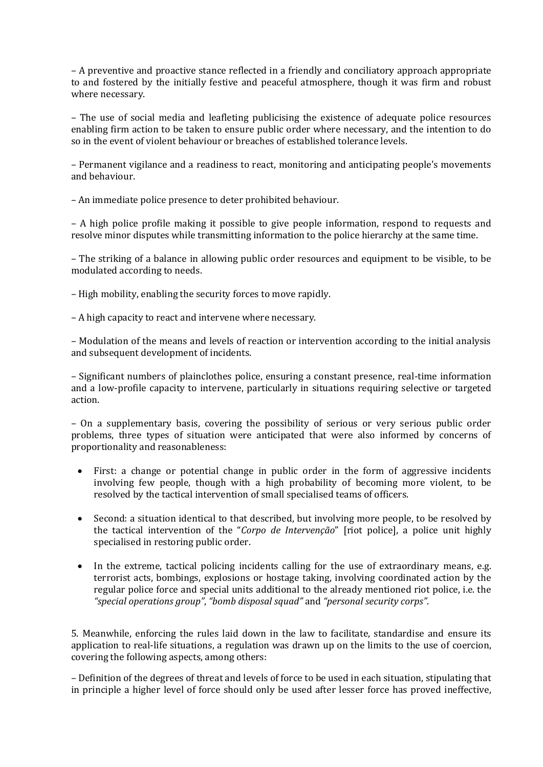– A preventive and proactive stance reflected in a friendly and conciliatory approach appropriate to and fostered by the initially festive and peaceful atmosphere, though it was firm and robust where necessary.

– The use of social media and leafleting publicising the existence of adequate police resources enabling firm action to be taken to ensure public order where necessary, and the intention to do so in the event of violent behaviour or breaches of established tolerance levels.

– Permanent vigilance and a readiness to react, monitoring and anticipating people's movements and behaviour.

– An immediate police presence to deter prohibited behaviour.

– A high police profile making it possible to give people information, respond to requests and resolve minor disputes while transmitting information to the police hierarchy at the same time.

– The striking of a balance in allowing public order resources and equipment to be visible, to be modulated according to needs.

– High mobility, enabling the security forces to move rapidly.

– A high capacity to react and intervene where necessary.

– Modulation of the means and levels of reaction or intervention according to the initial analysis and subsequent development of incidents.

– Significant numbers of plainclothes police, ensuring a constant presence, real-time information and a low-profile capacity to intervene, particularly in situations requiring selective or targeted action.

– On a supplementary basis, covering the possibility of serious or very serious public order problems, three types of situation were anticipated that were also informed by concerns of proportionality and reasonableness:

- First: a change or potential change in public order in the form of aggressive incidents involving few people, though with a high probability of becoming more violent, to be resolved by the tactical intervention of small specialised teams of officers.

- Second: a situation identical to that described, but involving more people, to be resolved by the tactical intervention of the "*Corpo de Intervenção*" [riot police], a police unit highly specialised in restoring public order.

- In the extreme, tactical policing incidents calling for the use of extraordinary means, e.g. terrorist acts, bombings, explosions or hostage taking, involving coordinated action by the regular police force and special units additional to the already mentioned riot police, i.e. the *"special operations group"*, *"bomb disposal squad"* and *"personal security corps"*.

5. Meanwhile, enforcing the rules laid down in the law to facilitate, standardise and ensure its application to real-life situations, a regulation was drawn up on the limits to the use of coercion, covering the following aspects, among others:

– Definition of the degrees of threat and levels of force to be used in each situation, stipulating that in principle a higher level of force should only be used after lesser force has proved ineffective,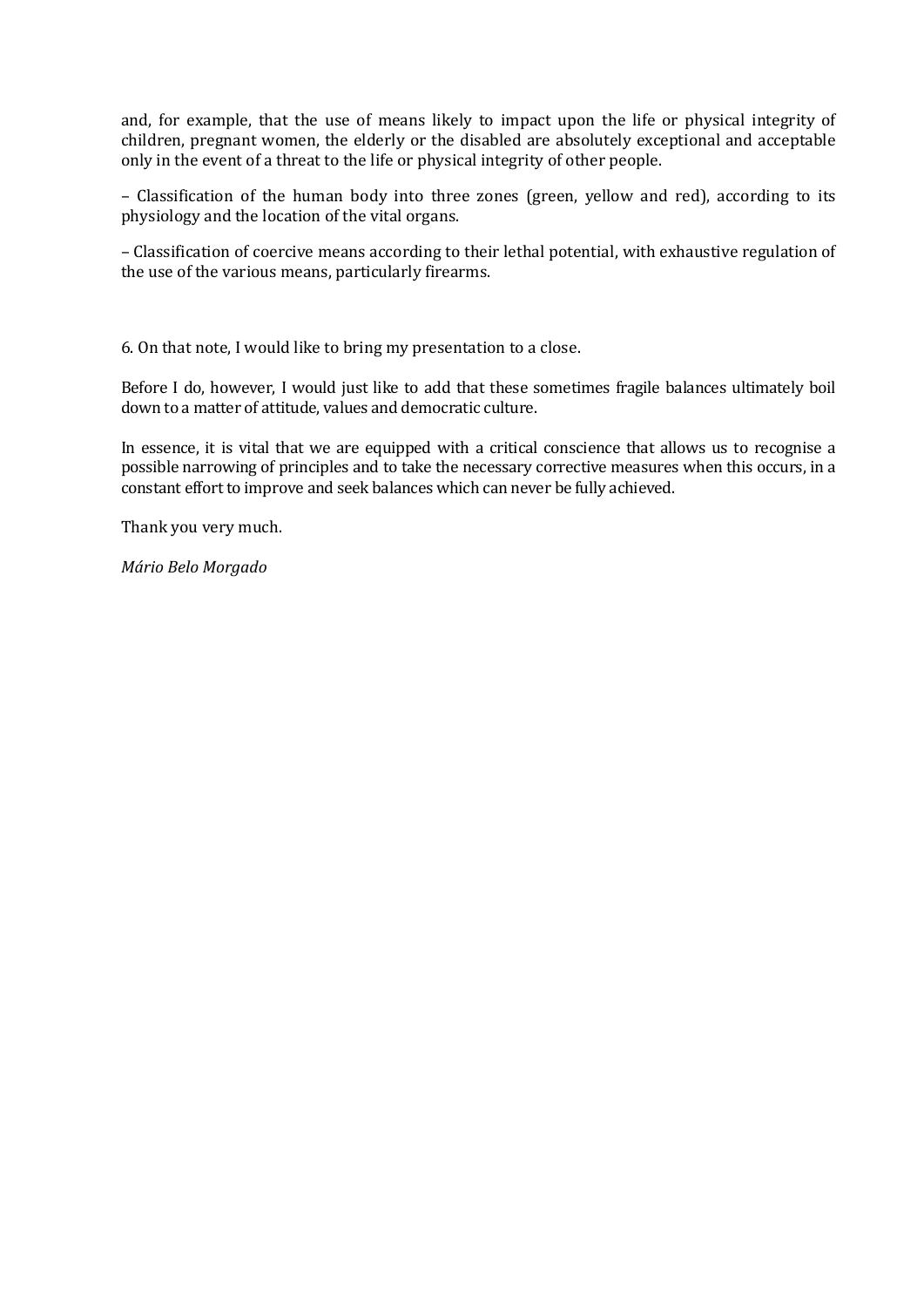and, for example, that the use of means likely to impact upon the life or physical integrity of children, pregnant women, the elderly or the disabled are absolutely exceptional and acceptable only in the event of a threat to the life or physical integrity of other people.

– Classification of the human body into three zones (green, yellow and red), according to its physiology and the location of the vital organs.

– Classification of coercive means according to their lethal potential, with exhaustive regulation of the use of the various means, particularly firearms.

6. On that note, I would like to bring my presentation to a close.

Before I do, however, I would just like to add that these sometimes fragile balances ultimately boil down to a matter of attitude, values and democratic culture.

In essence, it is vital that we are equipped with a critical conscience that allows us to recognise a possible narrowing of principles and to take the necessary corrective measures when this occurs, in a constant effort to improve and seek balances which can never be fully achieved.

Thank you very much.

*Mário Belo Morgado*